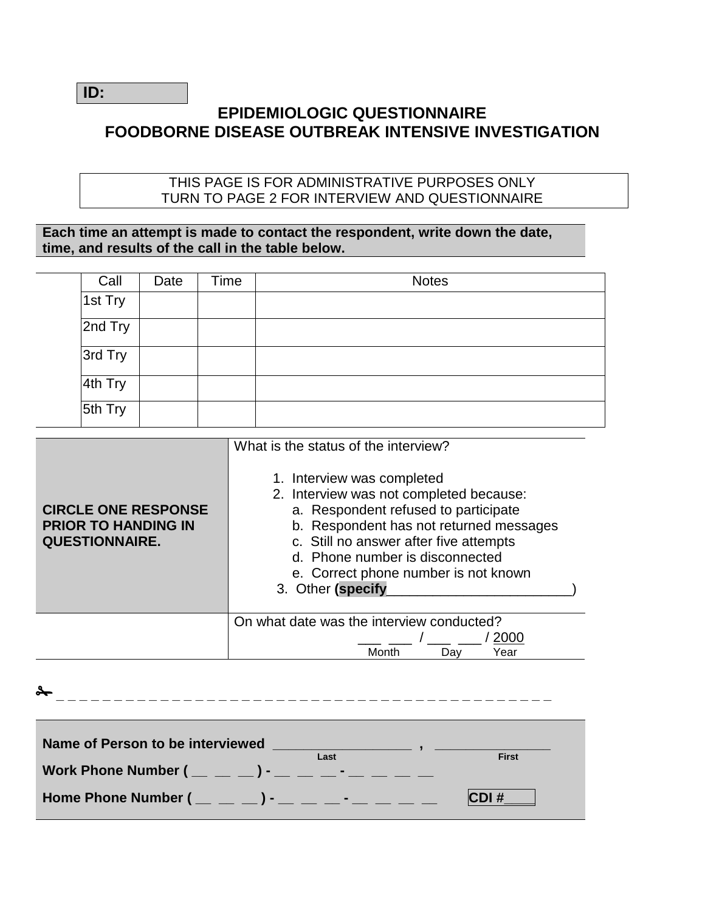**ID:**

# EPIDEMIOLOGIC QUESTIONNAIRE
# FOODBORNE DISEASE OUTBREAK INTENSIVE INVESTIGATION

THIS PAGE IS FOR ADMINISTRATIVE PURPOSES ONLY
TURN TO PAGE 2 FOR INTERVIEW AND QUESTIONNAIRE

**Each time an attempt is made to contact the respondent, write down the date, time, and results of the call in the table below.**

| Call | Date | Time | Notes |
|---|---|---|---|
| 1st Try | | | |
| 2nd Try | | | |
| 3rd Try | | | |
| 4th Try | | | |
| 5th Try | | | |

| | |
|---|---|
| **CIRCLE ONE RESPONSE PRIOR TO HANDING IN QUESTIONNAIRE.** | What is the status of the interview?<br><br>1. Interview was completed<br>2. Interview was not completed because:<br>a. Respondent refused to participate<br>b. Respondent has not returned messages<br>c. Still no answer after five attempts<br>d. Phone number is disconnected<br>e. Correct phone number is not known<br>3. Other **(specify**________________________) |
| | On what date was the interview conducted?<br>___ ___ / ___ ___ / 2000<br>Month Day Year |

✂ _ _ _ _ _ _ _ _ _ _ _ _ _ _ _ _ _ _ _ _ _ _ _ _ _ _ _ _ _ _ _ _ _ _ _ _ _ _ _ _ _ _ _ _ _

**Name of Person to be interviewed** ________________ , ______________
Last First

**Work Phone Number ( __ __ __ ) - __ __ __ - __ __ __ __**

**Home Phone Number ( __ __ __ ) - __ __ __ - __ __ __ __** **CDI #**____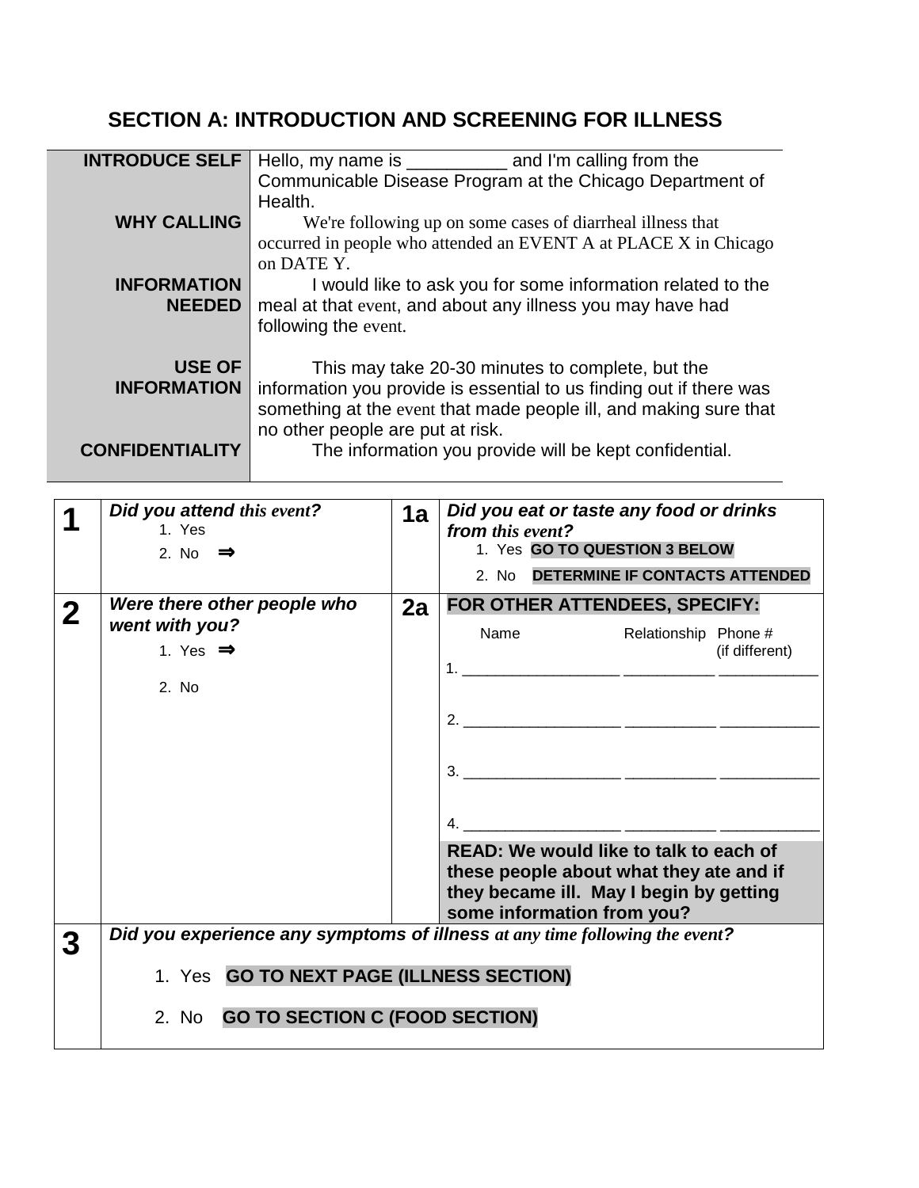## SECTION A: INTRODUCTION AND SCREENING FOR ILLNESS

| | |
|---|---|
| **INTRODUCE SELF** | Hello, my name is __________ and I'm calling from the Communicable Disease Program at the Chicago Department of Health. |
| **WHY CALLING** | We're following up on some cases of diarrheal illness that occurred in people who attended an EVENT A at PLACE X in Chicago on DATE Y. |
| **INFORMATION NEEDED** | I would like to ask you for some information related to the meal at that event, and about any illness you may have had following the event. |
| **USE OF INFORMATION** | This may take 20-30 minutes to complete, but the information you provide is essential to us finding out if there was something at the event that made people ill, and making sure that no other people are put at risk. |
| **CONFIDENTIALITY** | The information you provide will be kept confidential. |

| | | | |
|---|---|---|---|
| **1** | ***Did you attend this event?***<br>1. Yes<br>2. No ⇒ | **1a** | ***Did you eat or taste any food or drinks from this event?***<br>1. Yes **GO TO QUESTION 3 BELOW**<br>2. No **DETERMINE IF CONTACTS ATTENDED** |
| **2** | ***Were there other people who went with you?***<br>1. Yes ⇒<br>2. No | **2a** | **FOR OTHER ATTENDEES, SPECIFY:**<br>Name / Relationship / Phone # (if different)<br>1. __________________ __________ ___________<br>2. __________________ __________ ___________<br>3. __________________ __________ ___________<br>4. __________________ __________ ___________<br>**READ: We would like to talk to each of these people about what they ate and if they became ill. May I begin by getting some information from you?** |
| **3** | ***Did you experience any symptoms of illness at any time following the event?***<br>1. Yes **GO TO NEXT PAGE (ILLNESS SECTION)**<br>2. No **GO TO SECTION C (FOOD SECTION)** | | |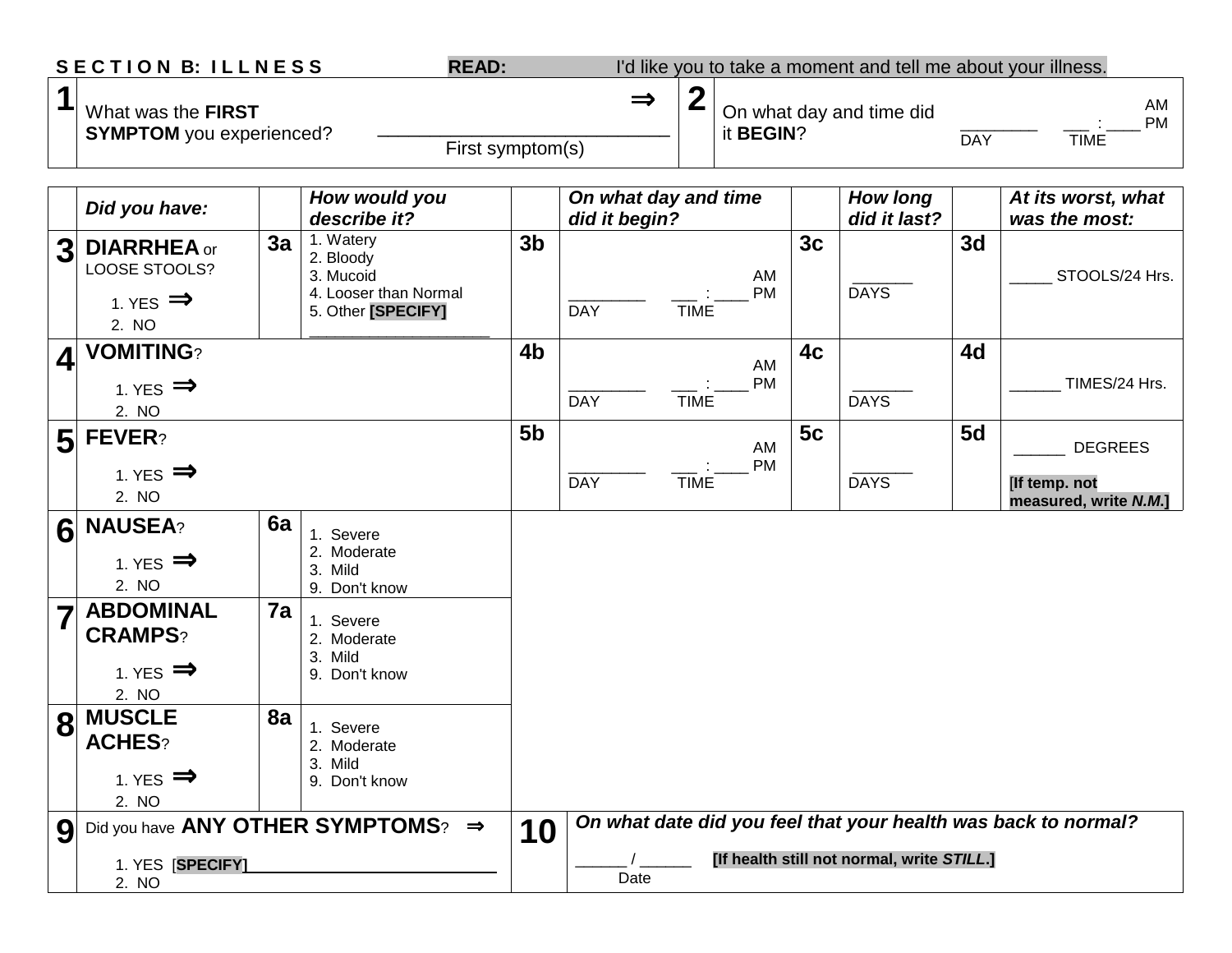**S E C T I O N B: I L L N E S S** **READ:** I'd like you to take a moment and tell me about your illness.

| | | | |
|---|---|---|---|
| **1** | What was the **FIRST SYMPTOM** you experienced? ⇒ ____________________________ First symptom(s) | **2** | On what day and time did it **BEGIN**? ________ DAY ___ : ____ AM PM TIME |

| | Did you have: | | How would you describe it? | | On what day and time did it begin? | | How long did it last? | | At its worst, what was the most: |
|---|---|---|---|---|---|---|---|---|---|
| **3** | **DIARRHEA** or LOOSE STOOLS? 1. YES ⇒ 2. NO | **3a** | 1. Watery 2. Bloody 3. Mucoid 4. Looser than Normal 5. Other **[SPECIFY]** ____________________ | **3b** | ________ DAY ___ : ____ AM PM TIME | **3c** | ______ DAYS | **3d** | _____ STOOLS/24 Hrs. |
| **4** | **VOMITING**? 1. YES ⇒ 2. NO | | | **4b** | ________ DAY ___ : ____ AM PM TIME | **4c** | ______ DAYS | **4d** | ______ TIMES/24 Hrs. |
| **5** | **FEVER**? 1. YES ⇒ 2. NO | | | **5b** | ________ DAY ___ : ____ AM PM TIME | **5c** | ______ DAYS | **5d** | ______ DEGREES **[If temp. not measured, write *N.M.*]** |
| **6** | **NAUSEA**? 1. YES ⇒ 2. NO | **6a** | 1. Severe 2. Moderate 3. Mild 9. Don't know | | | | | | |
| **7** | **ABDOMINAL CRAMPS**? 1. YES ⇒ 2. NO | **7a** | 1. Severe 2. Moderate 3. Mild 9. Don't know | | | | | | |
| **8** | **MUSCLE ACHES**? 1. YES ⇒ 2. NO | **8a** | 1. Severe 2. Moderate 3. Mild 9. Don't know | | | | | | |
| **9** | Did you have **ANY OTHER SYMPTOMS**? ⇒ 1. YES [**SPECIFY**]____________________________ 2. NO | | | **10** | ***On what date did you feel that your health was back to normal?*** ______ / ______ Date **[If health still not normal, write *STILL*.]** | | | | |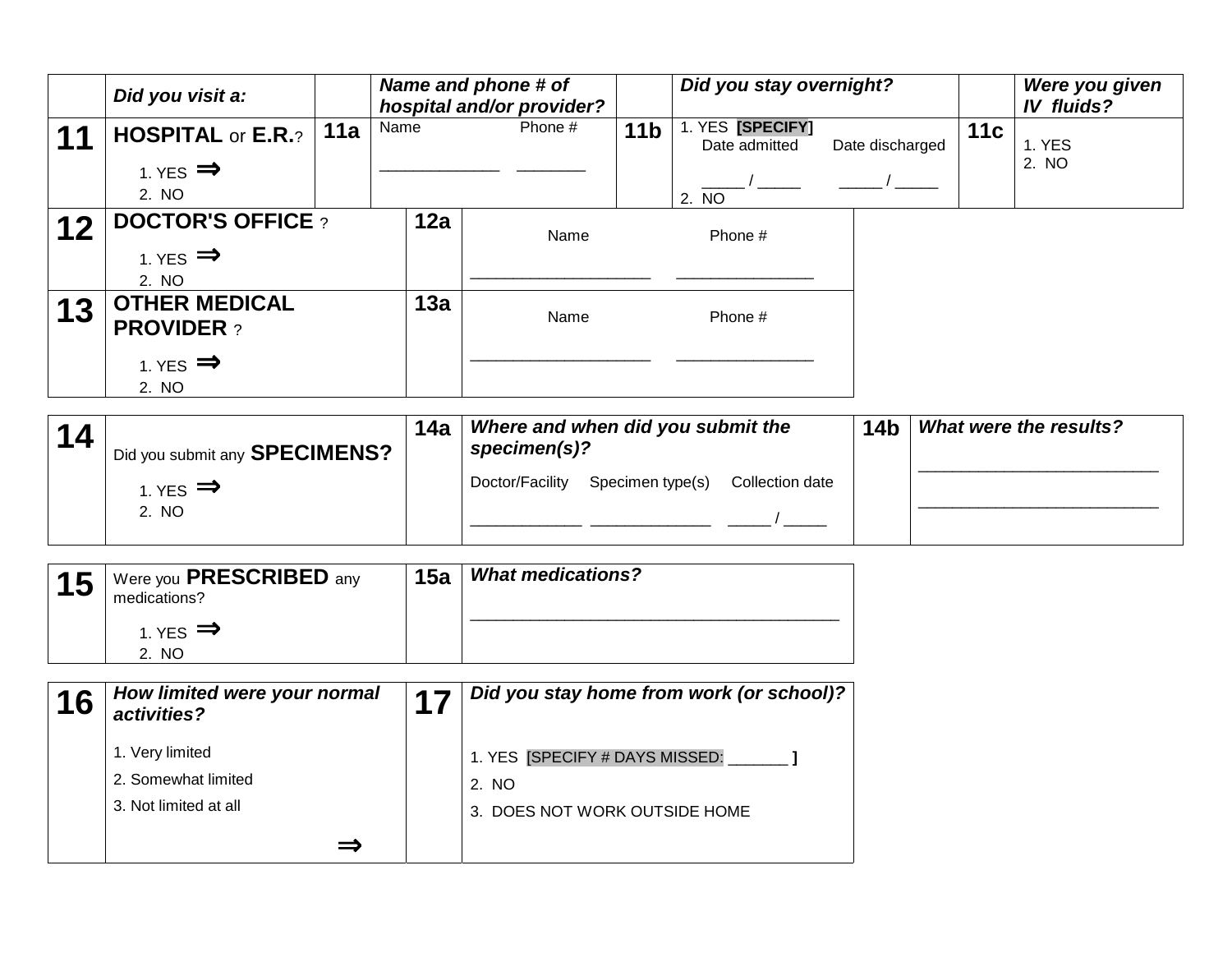| | Did you visit a: | | Name and phone # of hospital and/or provider? | | Did you stay overnight? | | Were you given IV fluids? |
|---|---|---|---|---|---|---|---|
| **11** | **HOSPITAL** or **E.R.**?<br>1. YES ⇒<br>2. NO | **11a** | Name ____________ Phone # ________ | **11b** | 1. YES [SPECIFY]<br>Date admitted _____ / _____ Date discharged _____ / _____<br>2. NO | **11c** | 1. YES<br>2. NO |

| | | | |
|---|---|---|---|
| **12** | **DOCTOR'S OFFICE** ?<br>1. YES ⇒<br>2. NO | **12a** | Name ____________________ Phone # _______________ |
| **13** | **OTHER MEDICAL PROVIDER** ?<br>1. YES ⇒<br>2. NO | **13a** | Name ____________________ Phone # _______________ |

| | | | | | |
|---|---|---|---|---|---|
| **14** | Did you submit any **SPECIMENS?**<br>1. YES ⇒<br>2. NO | **14a** | ***Where and when did you submit the specimen(s)?***<br>Doctor/Facility ____________ Specimen type(s) _____________ Collection date _____ / _____ | **14b** | ***What were the results?***<br>________________________<br>________________________ |

| | | | |
|---|---|---|---|
| **15** | Were you **PRESCRIBED** any medications?<br>1. YES ⇒<br>2. NO | **15a** | ***What medications?***<br>________________________________________ |

| | | | |
|---|---|---|---|
| **16** | ***How limited were your normal activities?***<br>1. Very limited<br>2. Somewhat limited<br>3. Not limited at all<br>⇒ | **17** | ***Did you stay home from work (or school)?***<br>1. YES [SPECIFY # DAYS MISSED: _______ ]<br>2. NO<br>3. DOES NOT WORK OUTSIDE HOME |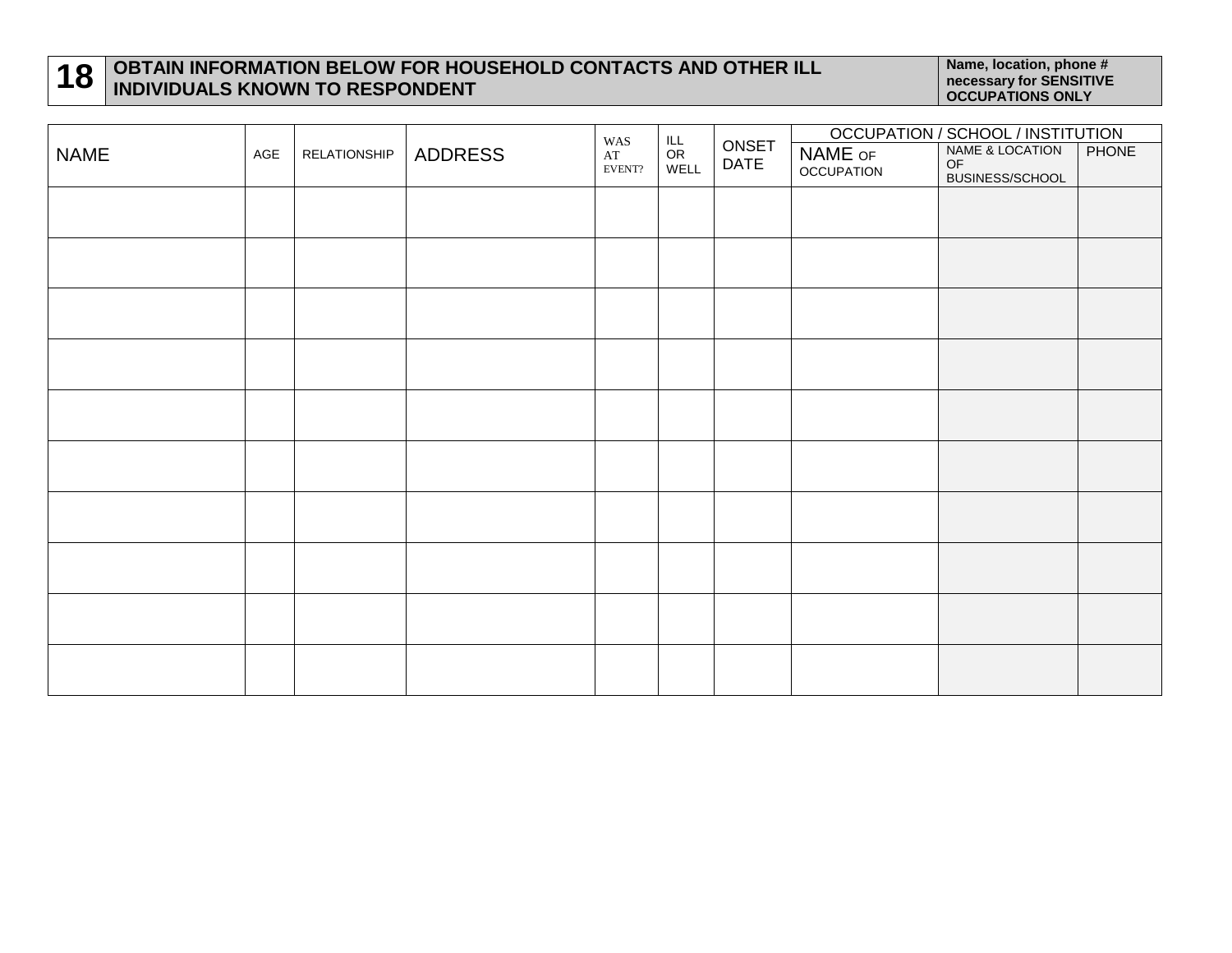## 18 OBTAIN INFORMATION BELOW FOR HOUSEHOLD CONTACTS AND OTHER ILL INDIVIDUALS KNOWN TO RESPONDENT

**Name, location, phone # necessary for SENSITIVE OCCUPATIONS ONLY**

| NAME | AGE | RELATIONSHIP | ADDRESS | WAS AT EVENT? | ILL OR WELL | ONSET DATE | OCCUPATION / SCHOOL / INSTITUTION | | |
|---|---|---|---|---|---|---|---|---|---|
| | | | | | | | NAME OF OCCUPATION | NAME & LOCATION OF BUSINESS/SCHOOL | PHONE |
| | | | | | | | | | |
| | | | | | | | | | |
| | | | | | | | | | |
| | | | | | | | | | |
| | | | | | | | | | |
| | | | | | | | | | |
| | | | | | | | | | |
| | | | | | | | | | |
| | | | | | | | | | |
| | | | | | | | | | |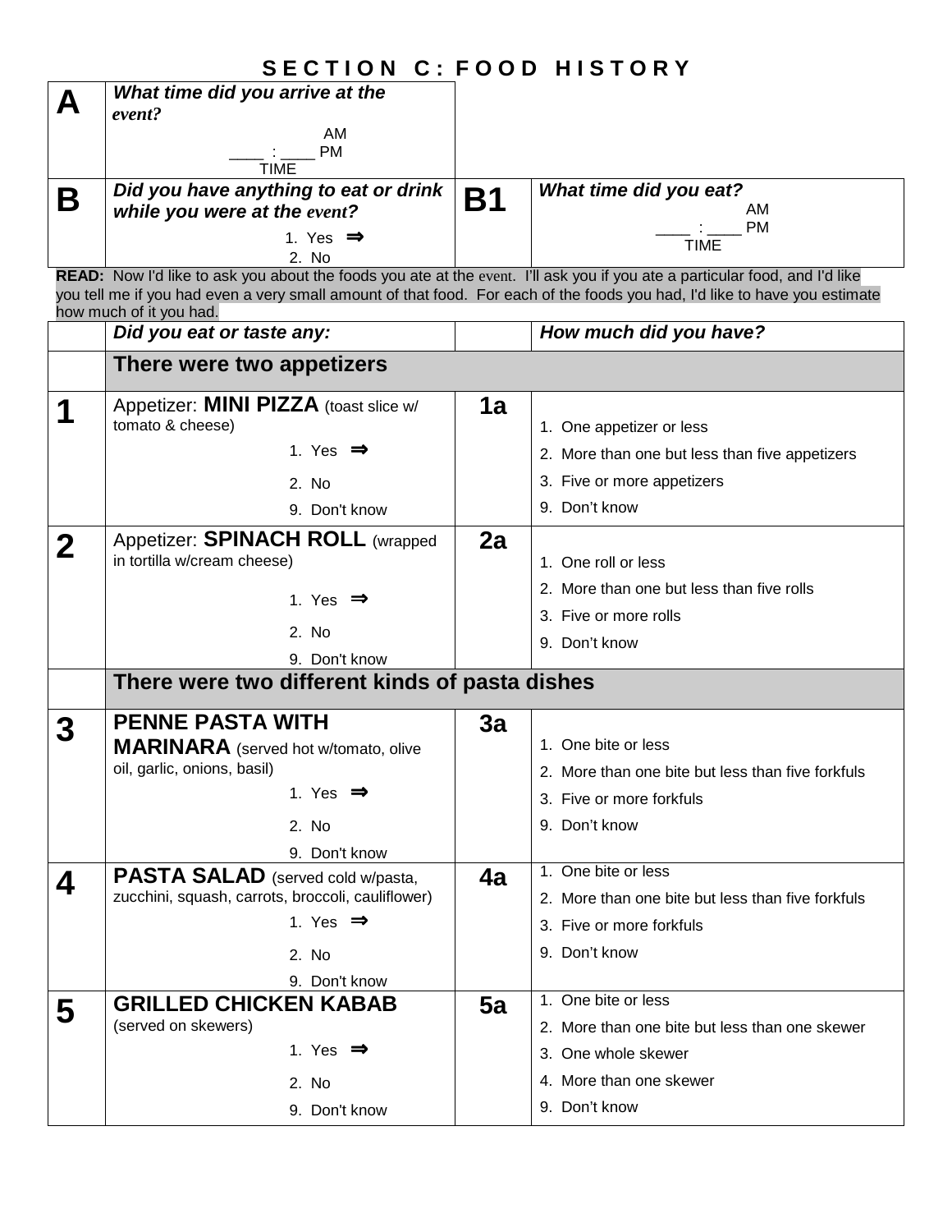# SECTION C: FOOD HISTORY

| | | | |
|---|---|---|---|
| **A** | ***What time did you arrive at the event?***<br>____ : ____ AM / PM<br>TIME | | |
| **B** | ***Did you have anything to eat or drink while you were at the event?***<br>1. Yes ⇒<br>2. No | **B1** | ***What time did you eat?***<br>____ : ____ AM / PM<br>TIME |

**READ:** Now I'd like to ask you about the foods you ate at the event. I'll ask you if you ate a particular food, and I'd like you tell me if you had even a very small amount of that food. For each of the foods you had, I'd like to have you estimate how much of it you had.

| | *Did you eat or taste any:* | | *How much did you have?* |
|---|---|---|---|
| | **There were two appetizers** | | |
| **1** | Appetizer: **MINI PIZZA** (toast slice w/ tomato & cheese)<br>1. Yes ⇒<br>2. No<br>9. Don't know | **1a** | 1. One appetizer or less<br>2. More than one but less than five appetizers<br>3. Five or more appetizers<br>9. Don't know |
| **2** | Appetizer: **SPINACH ROLL** (wrapped in tortilla w/cream cheese)<br>1. Yes ⇒<br>2. No<br>9. Don't know | **2a** | 1. One roll or less<br>2. More than one but less than five rolls<br>3. Five or more rolls<br>9. Don't know |
| | **There were two different kinds of pasta dishes** | | |
| **3** | **PENNE PASTA WITH MARINARA** (served hot w/tomato, olive oil, garlic, onions, basil)<br>1. Yes ⇒<br>2. No<br>9. Don't know | **3a** | 1. One bite or less<br>2. More than one bite but less than five forkfuls<br>3. Five or more forkfuls<br>9. Don't know |
| **4** | **PASTA SALAD** (served cold w/pasta, zucchini, squash, carrots, broccoli, cauliflower)<br>1. Yes ⇒<br>2. No<br>9. Don't know | **4a** | 1. One bite or less<br>2. More than one bite but less than five forkfuls<br>3. Five or more forkfuls<br>9. Don't know |
| **5** | **GRILLED CHICKEN KABAB** (served on skewers)<br>1. Yes ⇒<br>2. No<br>9. Don't know | **5a** | 1. One bite or less<br>2. More than one bite but less than one skewer<br>3. One whole skewer<br>4. More than one skewer<br>9. Don't know |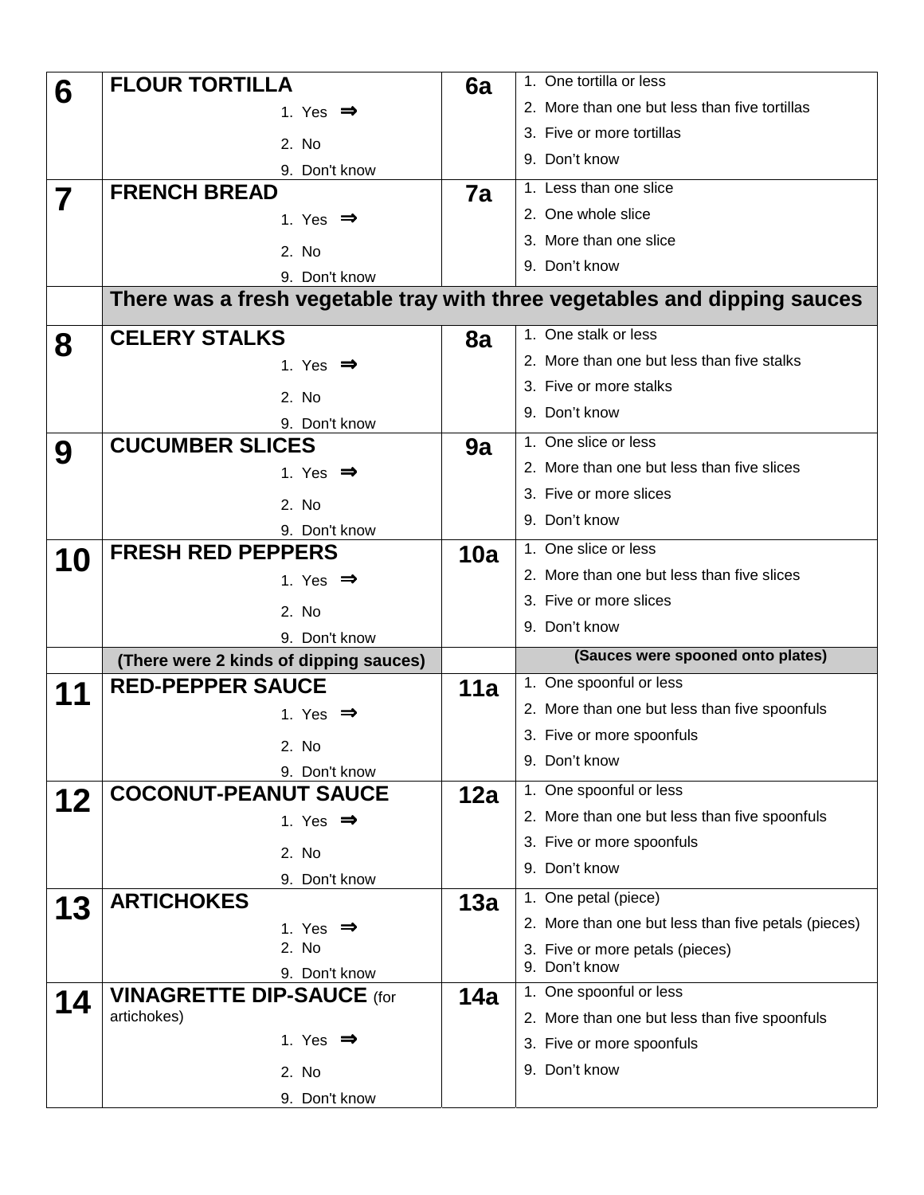| | | | |
|---|---|---|---|
| **6** | **FLOUR TORTILLA**<br>1. Yes ⇒<br>2. No<br>9. Don't know | **6a** | 1. One tortilla or less<br>2. More than one but less than five tortillas<br>3. Five or more tortillas<br>9. Don't know |
| **7** | **FRENCH BREAD**<br>1. Yes ⇒<br>2. No<br>9. Don't know | **7a** | 1. Less than one slice<br>2. One whole slice<br>3. More than one slice<br>9. Don't know |
| | **There was a fresh vegetable tray with three vegetables and dipping sauces** | | |
| **8** | **CELERY STALKS**<br>1. Yes ⇒<br>2. No<br>9. Don't know | **8a** | 1. One stalk or less<br>2. More than one but less than five stalks<br>3. Five or more stalks<br>9. Don't know |
| **9** | **CUCUMBER SLICES**<br>1. Yes ⇒<br>2. No<br>9. Don't know | **9a** | 1. One slice or less<br>2. More than one but less than five slices<br>3. Five or more slices<br>9. Don't know |
| **10** | **FRESH RED PEPPERS**<br>1. Yes ⇒<br>2. No<br>9. Don't know | **10a** | 1. One slice or less<br>2. More than one but less than five slices<br>3. Five or more slices<br>9. Don't know |
| | **(There were 2 kinds of dipping sauces)** | | **(Sauces were spooned onto plates)** |
| **11** | **RED-PEPPER SAUCE**<br>1. Yes ⇒<br>2. No<br>9. Don't know | **11a** | 1. One spoonful or less<br>2. More than one but less than five spoonfuls<br>3. Five or more spoonfuls<br>9. Don't know |
| **12** | **COCONUT-PEANUT SAUCE**<br>1. Yes ⇒<br>2. No<br>9. Don't know | **12a** | 1. One spoonful or less<br>2. More than one but less than five spoonfuls<br>3. Five or more spoonfuls<br>9. Don't know |
| **13** | **ARTICHOKES**<br>1. Yes ⇒<br>2. No<br>9. Don't know | **13a** | 1. One petal (piece)<br>2. More than one but less than five petals (pieces)<br>3. Five or more petals (pieces)<br>9. Don't know |
| **14** | **VINAGRETTE DIP-SAUCE** (for artichokes)<br>1. Yes ⇒<br>2. No<br>9. Don't know | **14a** | 1. One spoonful or less<br>2. More than one but less than five spoonfuls<br>3. Five or more spoonfuls<br>9. Don't know |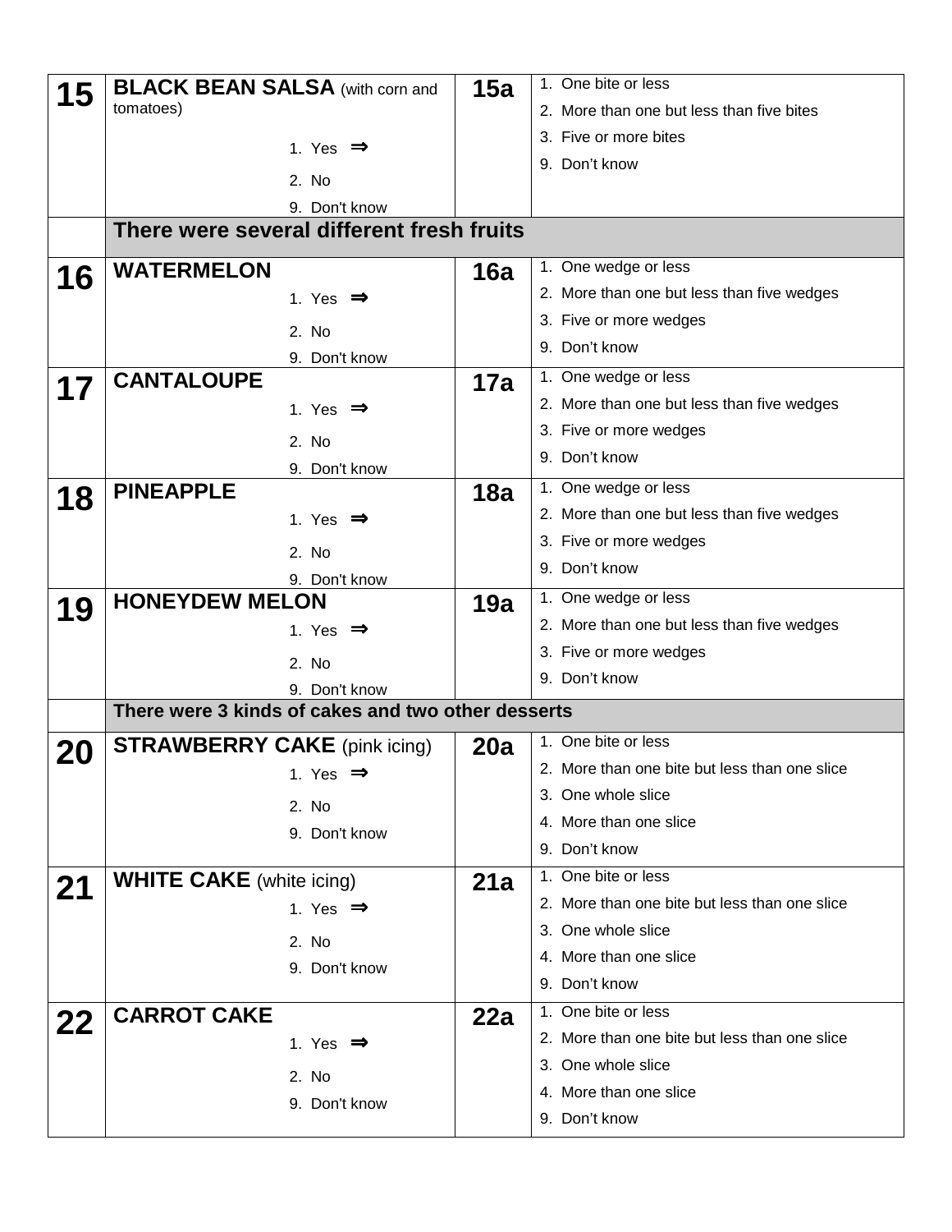| | | | |
|---|---|---|---|
| **15** | **BLACK BEAN SALSA** (with corn and tomatoes)<br>1. Yes ⇒<br>2. No<br>9. Don't know | **15a** | 1. One bite or less<br>2. More than one but less than five bites<br>3. Five or more bites<br>9. Don't know |
| | **There were several different fresh fruits** | | |
| **16** | **WATERMELON**<br>1. Yes ⇒<br>2. No<br>9. Don't know | **16a** | 1. One wedge or less<br>2. More than one but less than five wedges<br>3. Five or more wedges<br>9. Don't know |
| **17** | **CANTALOUPE**<br>1. Yes ⇒<br>2. No<br>9. Don't know | **17a** | 1. One wedge or less<br>2. More than one but less than five wedges<br>3. Five or more wedges<br>9. Don't know |
| **18** | **PINEAPPLE**<br>1. Yes ⇒<br>2. No<br>9. Don't know | **18a** | 1. One wedge or less<br>2. More than one but less than five wedges<br>3. Five or more wedges<br>9. Don't know |
| **19** | **HONEYDEW MELON**<br>1. Yes ⇒<br>2. No<br>9. Don't know | **19a** | 1. One wedge or less<br>2. More than one but less than five wedges<br>3. Five or more wedges<br>9. Don't know |
| | **There were 3 kinds of cakes and two other desserts** | | |
| **20** | **STRAWBERRY CAKE** (pink icing)<br>1. Yes ⇒<br>2. No<br>9. Don't know | **20a** | 1. One bite or less<br>2. More than one bite but less than one slice<br>3. One whole slice<br>4. More than one slice<br>9. Don't know |
| **21** | **WHITE CAKE** (white icing)<br>1. Yes ⇒<br>2. No<br>9. Don't know | **21a** | 1. One bite or less<br>2. More than one bite but less than one slice<br>3. One whole slice<br>4. More than one slice<br>9. Don't know |
| **22** | **CARROT CAKE**<br>1. Yes ⇒<br>2. No<br>9. Don't know | **22a** | 1. One bite or less<br>2. More than one bite but less than one slice<br>3. One whole slice<br>4. More than one slice<br>9. Don't know |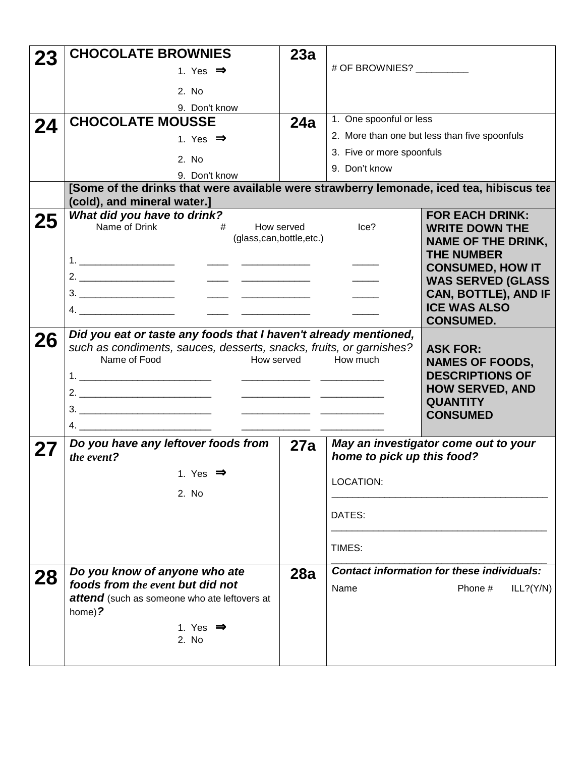| | | | |
|---|---|---|---|
| **23** | **CHOCOLATE BROWNIES**<br>1. Yes ⇒<br>2. No<br>9. Don't know | **23a** | # OF BROWNIES? __________ |
| **24** | **CHOCOLATE MOUSSE**<br>1. Yes ⇒<br>2. No<br>9. Don't know | **24a** | 1. One spoonful or less<br>2. More than one but less than five spoonfuls<br>3. Five or more spoonfuls<br>9. Don't know |
| | **[Some of the drinks that were available were strawberry lemonade, iced tea, hibiscus tea (cold), and mineral water.]** | | |

**25** ***What did you have to drink?***

| Name of Drink | # | How served (glass,can,bottle,etc.) | Ice? |
|---|---|---|---|
| 1. _________________ | ____ | ____________ | _____ |
| 2. _________________ | ____ | ____________ | _____ |
| 3. _________________ | ____ | ____________ | _____ |
| 4. _________________ | ____ | ____________ | _____ |

**FOR EACH DRINK: WRITE DOWN THE NAME OF THE DRINK, THE NUMBER CONSUMED, HOW IT WAS SERVED (GLASS CAN, BOTTLE), AND IF ICE WAS ALSO CONSUMED.**

**26** ***Did you eat or taste any foods that I haven't already mentioned,*** *such as condiments, sauces, desserts, snacks, fruits, or garnishes?*

| Name of Food | How served | How much |
|---|---|---|
| 1. ________________________ | ____________ | ___________ |
| 2. ________________________ | ____________ | ___________ |
| 3. ________________________ | ____________ | ___________ |
| 4. ________________________ | ____________ | ___________ |

**ASK FOR: NAMES OF FOODS, DESCRIPTIONS OF HOW SERVED, AND QUANTITY CONSUMED**

| | | | |
|---|---|---|---|
| **27** | ***Do you have any leftover foods from the event?***<br>1. Yes ⇒<br>2. No | **27a** | ***May an investigator come out to your home to pick up this food?***<br>LOCATION: ______________________________________<br>DATES: ______________________________________<br>TIMES: ______________________________________ |
| **28** | ***Do you know of anyone who ate foods from the event but did not attend*** (such as someone who ate leftovers at home)***?***<br>1. Yes ⇒<br>2. No | **28a** | ***Contact information for these individuals:***<br>Name Phone # ILL?(Y/N) |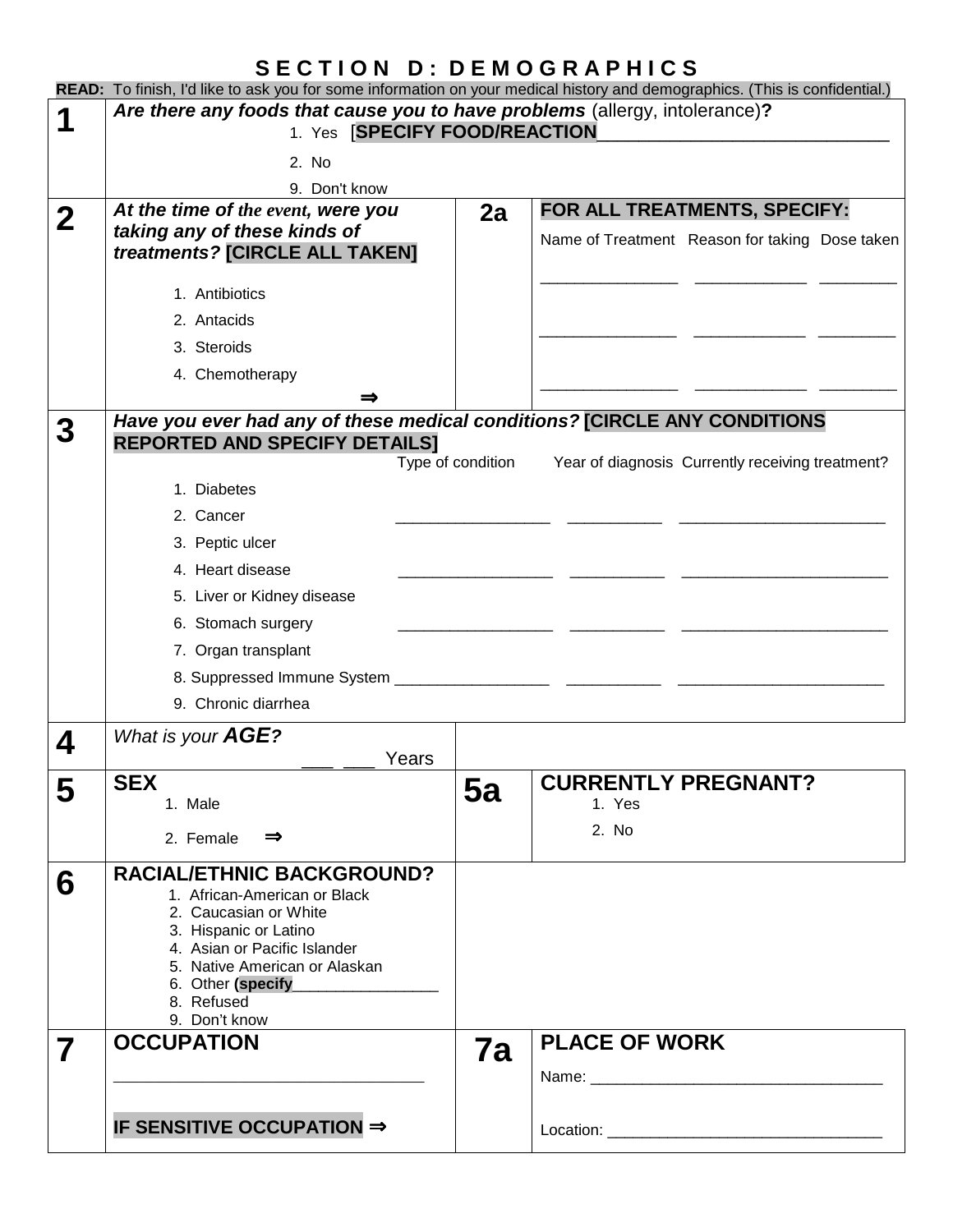# SECTION D: DEMOGRAPHICS

**READ:** To finish, I'd like to ask you for some information on your medical history and demographics. (This is confidential.)

| | | | |
|---|---|---|---|
| **1** | ***Are there any foods that cause you to have problems*** (allergy, intolerance)**?**<br>1. Yes [**SPECIFY FOOD/REACTION**______________________________<br>2. No<br>9. Don't know | | |
| **2** | ***At the time of the event, were you taking any of these kinds of treatments?*** **[CIRCLE ALL TAKEN]**<br>1. Antibiotics<br>2. Antacids<br>3. Steroids<br>4. Chemotherapy<br>⇒ | **2a** | **FOR ALL TREATMENTS, SPECIFY:**<br>Name of Treatment Reason for taking Dose taken<br>_______________ ____________ ________<br>_______________ ____________ ________<br>_______________ ____________ ________ |
| **3** | ***Have you ever had any of these medical conditions?*** **[CIRCLE ANY CONDITIONS REPORTED AND SPECIFY DETAILS]**<br>Type of condition Year of diagnosis Currently receiving treatment?<br>1. Diabetes<br>2. Cancer _________________ __________ ______________________<br>3. Peptic ulcer<br>4. Heart disease _________________ __________ ______________________<br>5. Liver or Kidney disease<br>6. Stomach surgery _________________ __________ ______________________<br>7. Organ transplant<br>8. Suppressed Immune System _________________ __________ ______________________<br>9. Chronic diarrhea | | |
| **4** | *What is your* ***AGE?***<br>___ ___ Years | | |
| **5** | **SEX**<br>1. Male<br>2. Female ⇒ | **5a** | **CURRENTLY PREGNANT?**<br>1. Yes<br>2. No |
| **6** | **RACIAL/ETHNIC BACKGROUND?**<br>1. African-American or Black<br>2. Caucasian or White<br>3. Hispanic or Latino<br>4. Asian or Pacific Islander<br>5. Native American or Alaskan<br>6. Other **(specify**_________________<br>8. Refused<br>9. Don't know | | |
| **7** | **OCCUPATION**<br>___________________________________<br>**IF SENSITIVE OCCUPATION** ⇒ | **7a** | **PLACE OF WORK**<br>Name: _________________________________<br>Location: ______________________________ |